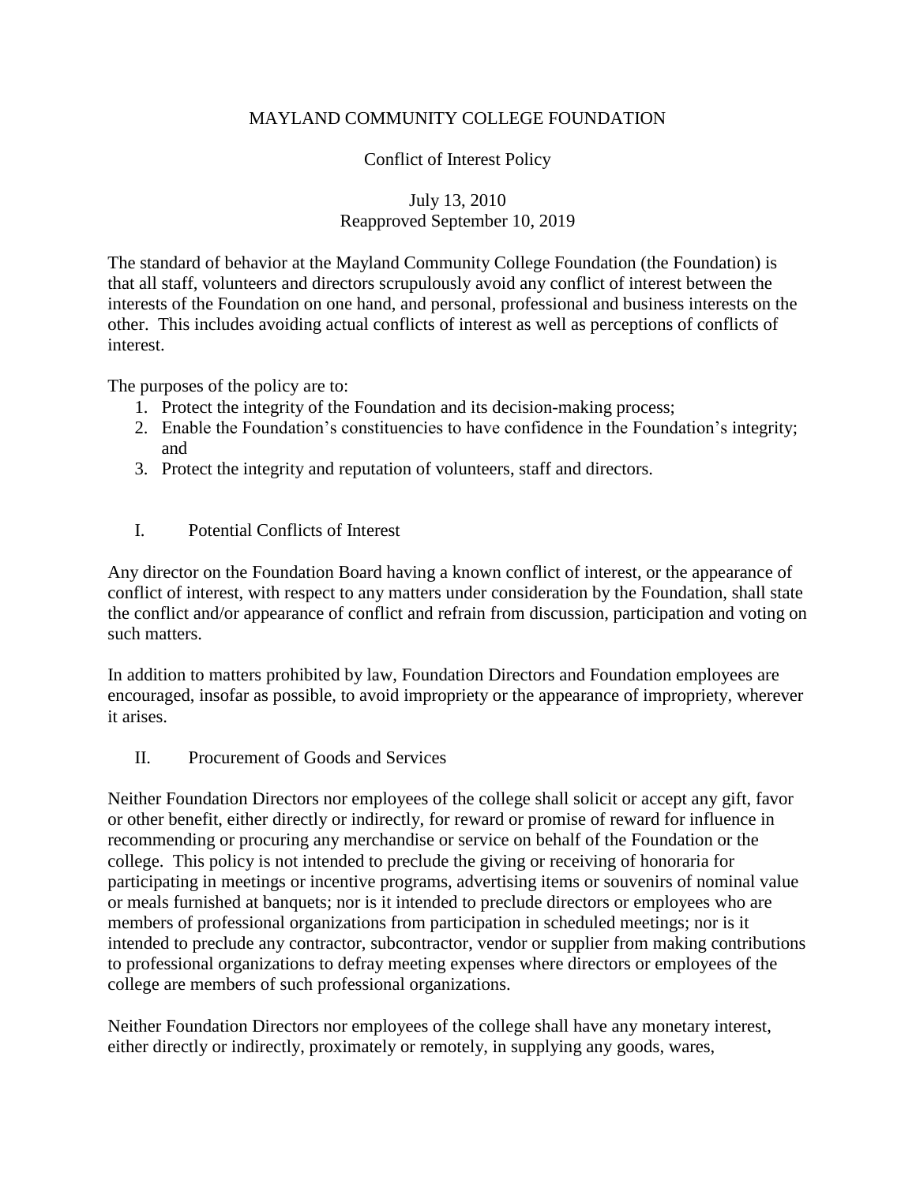# MAYLAND COMMUNITY COLLEGE FOUNDATION

## Conflict of Interest Policy

July 13, 2010
Reapproved September 10, 2019

The standard of behavior at the Mayland Community College Foundation (the Foundation) is that all staff, volunteers and directors scrupulously avoid any conflict of interest between the interests of the Foundation on one hand, and personal, professional and business interests on the other. This includes avoiding actual conflicts of interest as well as perceptions of conflicts of interest.

The purposes of the policy are to:

1. Protect the integrity of the Foundation and its decision-making process;
2. Enable the Foundation's constituencies to have confidence in the Foundation's integrity; and
3. Protect the integrity and reputation of volunteers, staff and directors.

### I. Potential Conflicts of Interest

Any director on the Foundation Board having a known conflict of interest, or the appearance of conflict of interest, with respect to any matters under consideration by the Foundation, shall state the conflict and/or appearance of conflict and refrain from discussion, participation and voting on such matters.

In addition to matters prohibited by law, Foundation Directors and Foundation employees are encouraged, insofar as possible, to avoid impropriety or the appearance of impropriety, wherever it arises.

### II. Procurement of Goods and Services

Neither Foundation Directors nor employees of the college shall solicit or accept any gift, favor or other benefit, either directly or indirectly, for reward or promise of reward for influence in recommending or procuring any merchandise or service on behalf of the Foundation or the college. This policy is not intended to preclude the giving or receiving of honoraria for participating in meetings or incentive programs, advertising items or souvenirs of nominal value or meals furnished at banquets; nor is it intended to preclude directors or employees who are members of professional organizations from participation in scheduled meetings; nor is it intended to preclude any contractor, subcontractor, vendor or supplier from making contributions to professional organizations to defray meeting expenses where directors or employees of the college are members of such professional organizations.

Neither Foundation Directors nor employees of the college shall have any monetary interest, either directly or indirectly, proximately or remotely, in supplying any goods, wares,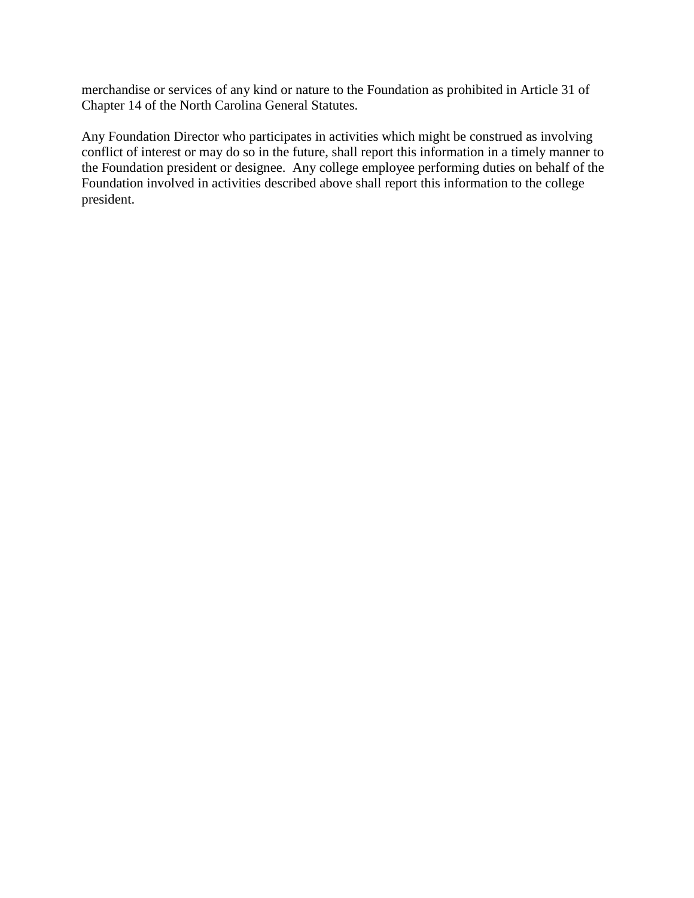merchandise or services of any kind or nature to the Foundation as prohibited in Article 31 of Chapter 14 of the North Carolina General Statutes.

Any Foundation Director who participates in activities which might be construed as involving conflict of interest or may do so in the future, shall report this information in a timely manner to the Foundation president or designee.  Any college employee performing duties on behalf of the Foundation involved in activities described above shall report this information to the college president.